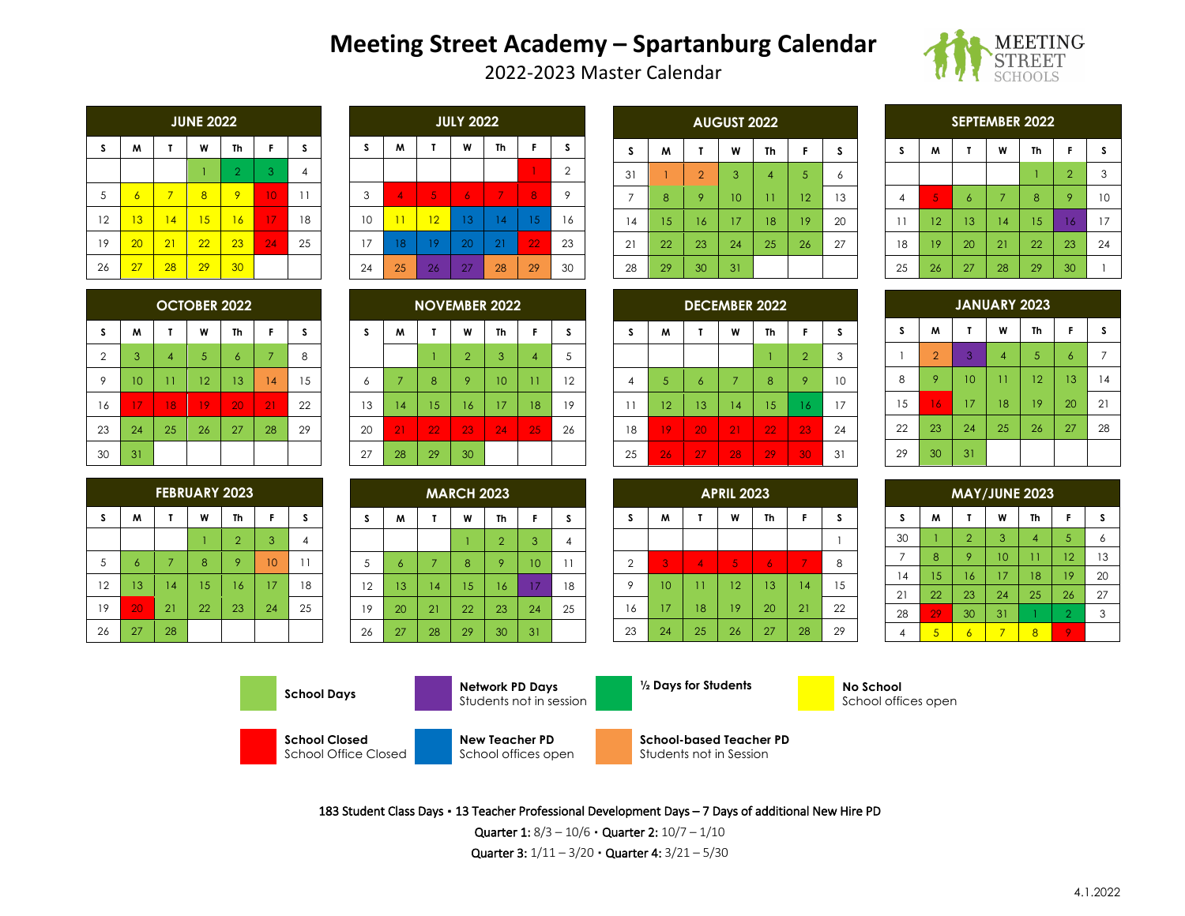# Meeting Street Academy – Spartanburg Calendar

2022-2023 Master Calendar

MEETING STREET SCHOOLS

### JUNE 2022

| S | M | T | W | Th | F | S |
|---|---|---|---|---|---|---|
| | | | 1 | 2 | 3 | 4 |
| 5 | 6 | 7 | 8 | 9 | 10 | 11 |
| 12 | 13 | 14 | 15 | 16 | 17 | 18 |
| 19 | 20 | 21 | 22 | 23 | 24 | 25 |
| 26 | 27 | 28 | 29 | 30 | | |

### JULY 2022

| S | M | T | W | Th | F | S |
|---|---|---|---|---|---|---|
| | | | | | 1 | 2 |
| 3 | 4 | 5 | 6 | 7 | 8 | 9 |
| 10 | 11 | 12 | 13 | 14 | 15 | 16 |
| 17 | 18 | 19 | 20 | 21 | 22 | 23 |
| 24 | 25 | 26 | 27 | 28 | 29 | 30 |

### AUGUST 2022

| S | M | T | W | Th | F | S |
|---|---|---|---|---|---|---|
| 31 | 1 | 2 | 3 | 4 | 5 | 6 |
| 7 | 8 | 9 | 10 | 11 | 12 | 13 |
| 14 | 15 | 16 | 17 | 18 | 19 | 20 |
| 21 | 22 | 23 | 24 | 25 | 26 | 27 |
| 28 | 29 | 30 | 31 | | | |

### SEPTEMBER 2022

| S | M | T | W | Th | F | S |
|---|---|---|---|---|---|---|
| | | | | 1 | 2 | 3 |
| 4 | 5 | 6 | 7 | 8 | 9 | 10 |
| 11 | 12 | 13 | 14 | 15 | 16 | 17 |
| 18 | 19 | 20 | 21 | 22 | 23 | 24 |
| 25 | 26 | 27 | 28 | 29 | 30 | 1 |

### OCTOBER 2022

| S | M | T | W | Th | F | S |
|---|---|---|---|---|---|---|
| 2 | 3 | 4 | 5 | 6 | 7 | 8 |
| 9 | 10 | 11 | 12 | 13 | 14 | 15 |
| 16 | 17 | 18 | 19 | 20 | 21 | 22 |
| 23 | 24 | 25 | 26 | 27 | 28 | 29 |
| 30 | 31 | | | | | |

### NOVEMBER 2022

| S | M | T | W | Th | F | S |
|---|---|---|---|---|---|---|
| | | 1 | 2 | 3 | 4 | 5 |
| 6 | 7 | 8 | 9 | 10 | 11 | 12 |
| 13 | 14 | 15 | 16 | 17 | 18 | 19 |
| 20 | 21 | 22 | 23 | 24 | 25 | 26 |
| 27 | 28 | 29 | 30 | | | |

### DECEMBER 2022

| S | M | T | W | Th | F | S |
|---|---|---|---|---|---|---|
| | | | | 1 | 2 | 3 |
| 4 | 5 | 6 | 7 | 8 | 9 | 10 |
| 11 | 12 | 13 | 14 | 15 | 16 | 17 |
| 18 | 19 | 20 | 21 | 22 | 23 | 24 |
| 25 | 26 | 27 | 28 | 29 | 30 | 31 |

### JANUARY 2023

| S | M | T | W | Th | F | S |
|---|---|---|---|---|---|---|
| 1 | 2 | 3 | 4 | 5 | 6 | 7 |
| 8 | 9 | 10 | 11 | 12 | 13 | 14 |
| 15 | 16 | 17 | 18 | 19 | 20 | 21 |
| 22 | 23 | 24 | 25 | 26 | 27 | 28 |
| 29 | 30 | 31 | | | | |

### FEBRUARY 2023

| S | M | T | W | Th | F | S |
|---|---|---|---|---|---|---|
| | | | 1 | 2 | 3 | 4 |
| 5 | 6 | 7 | 8 | 9 | 10 | 11 |
| 12 | 13 | 14 | 15 | 16 | 17 | 18 |
| 19 | 20 | 21 | 22 | 23 | 24 | 25 |
| 26 | 27 | 28 | | | | |

### MARCH 2023

| S | M | T | W | Th | F | S |
|---|---|---|---|---|---|---|
| | | | 1 | 2 | 3 | 4 |
| 5 | 6 | 7 | 8 | 9 | 10 | 11 |
| 12 | 13 | 14 | 15 | 16 | 17 | 18 |
| 19 | 20 | 21 | 22 | 23 | 24 | 25 |
| 26 | 27 | 28 | 29 | 30 | 31 | |

### APRIL 2023

| S | M | T | W | Th | F | S |
|---|---|---|---|---|---|---|
| | | | | | | 1 |
| 2 | 3 | 4 | 5 | 6 | 7 | 8 |
| 9 | 10 | 11 | 12 | 13 | 14 | 15 |
| 16 | 17 | 18 | 19 | 20 | 21 | 22 |
| 23 | 24 | 25 | 26 | 27 | 28 | 29 |

### MAY/JUNE 2023

| S | M | T | W | Th | F | S |
|---|---|---|---|---|---|---|
| 30 | 1 | 2 | 3 | 4 | 5 | 6 |
| 7 | 8 | 9 | 10 | 11 | 12 | 13 |
| 14 | 15 | 16 | 17 | 18 | 19 | 20 |
| 21 | 22 | 23 | 24 | 25 | 26 | 27 |
| 28 | 29 | 30 | 31 | 1 | 2 | 3 |
| 4 | 5 | 6 | 7 | 8 | 9 | |

**School Days**

**Network PD Days** Students not in session

**½ Days for Students**

**No School** School offices open

**School Closed** School Office Closed

**New Teacher PD** School offices open

**School-based Teacher PD** Students not in Session

183 Student Class Days • 13 Teacher Professional Development Days – 7 Days of additional New Hire PD

**Quarter 1:** 8/3 – 10/6 • **Quarter 2:** 10/7 – 1/10

**Quarter 3:** 1/11 – 3/20 • **Quarter 4:** 3/21 – 5/30

4.1.2022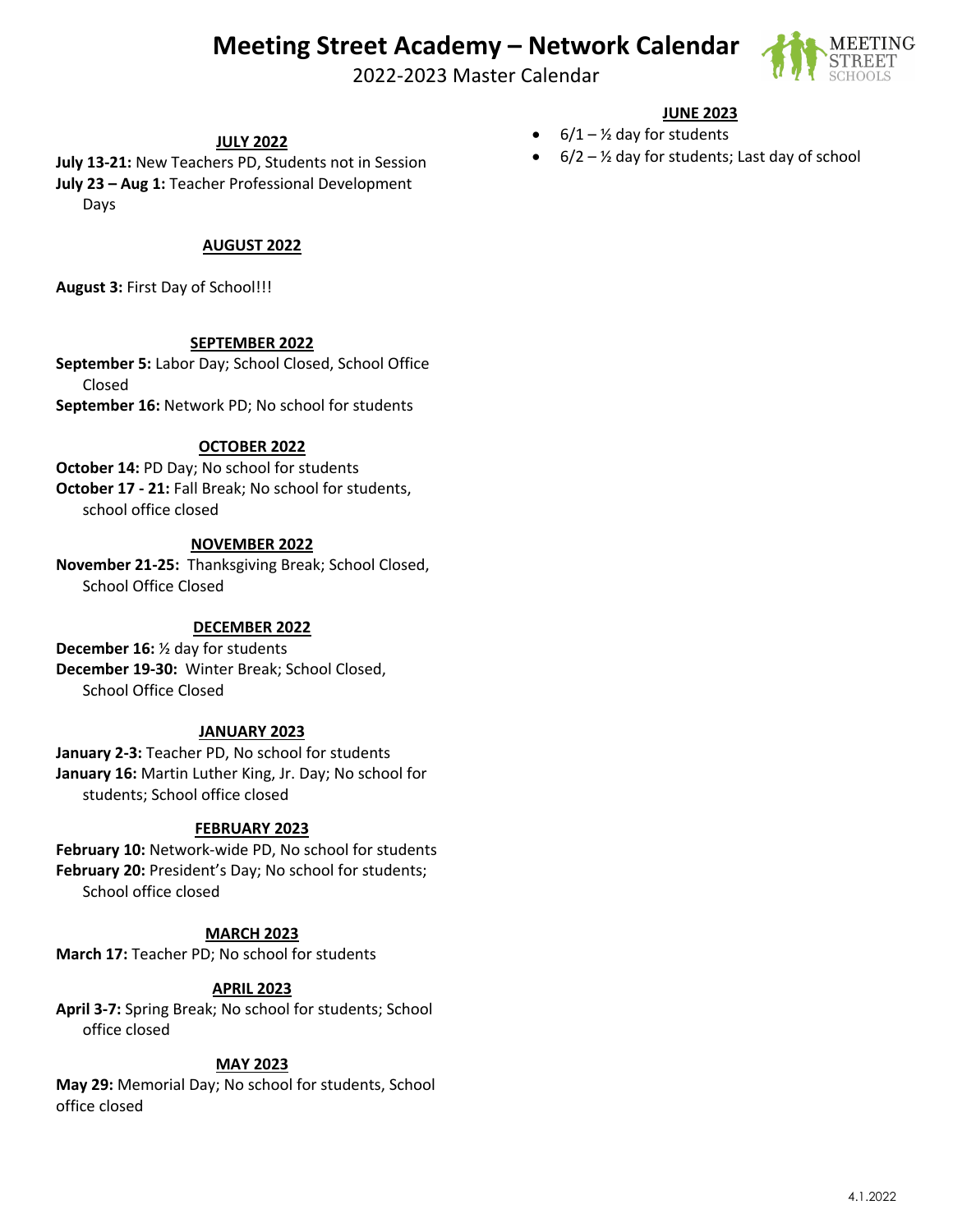# Meeting Street Academy – Network Calendar

2022-2023 Master Calendar

MEETING STREET SCHOOLS

### JULY 2022

**July 13-21:** New Teachers PD, Students not in Session
**July 23 – Aug 1:** Teacher Professional Development Days

### AUGUST 2022

**August 3:** First Day of School!!!

### SEPTEMBER 2022

**September 5:** Labor Day; School Closed, School Office Closed
**September 16:** Network PD; No school for students

### OCTOBER 2022

**October 14:** PD Day; No school for students
**October 17 - 21:** Fall Break; No school for students, school office closed

### NOVEMBER 2022

**November 21-25:** Thanksgiving Break; School Closed, School Office Closed

### DECEMBER 2022

**December 16:** ½ day for students
**December 19-30:** Winter Break; School Closed, School Office Closed

### JANUARY 2023

**January 2-3:** Teacher PD, No school for students
**January 16:** Martin Luther King, Jr. Day; No school for students; School office closed

### FEBRUARY 2023

**February 10:** Network-wide PD, No school for students
**February 20:** President's Day; No school for students; School office closed

### MARCH 2023

**March 17:** Teacher PD; No school for students

### APRIL 2023

**April 3-7:** Spring Break; No school for students; School office closed

### MAY 2023

**May 29:** Memorial Day; No school for students, School office closed

### JUNE 2023

- 6/1 – ½ day for students
- 6/2 – ½ day for students; Last day of school

4.1.2022